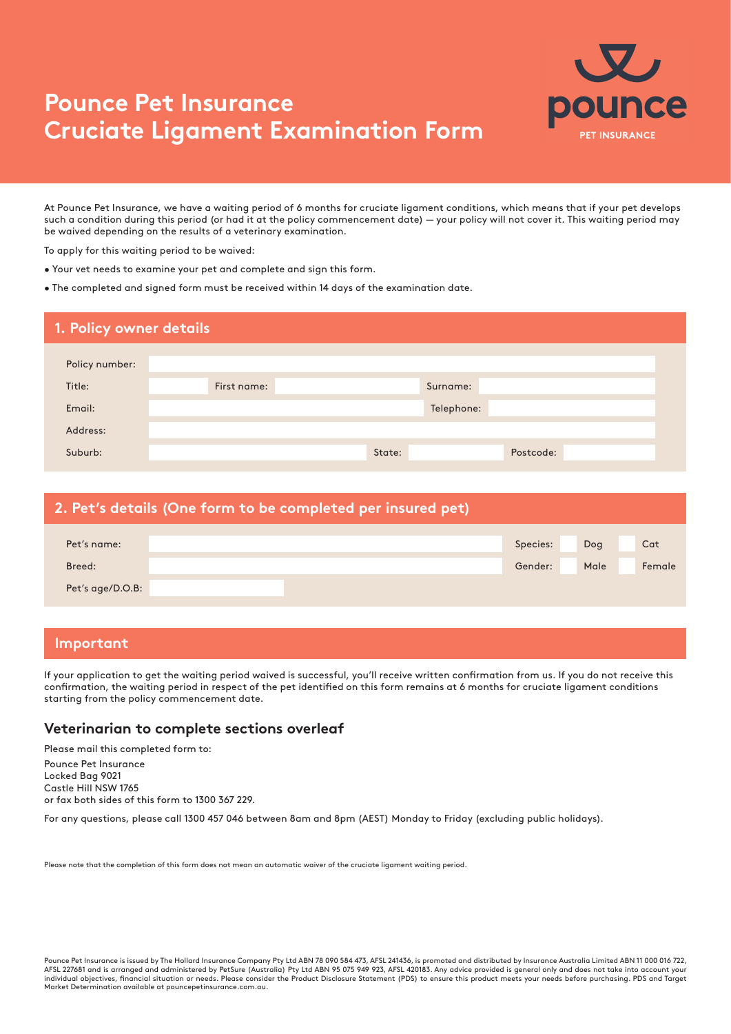# Pounce Pet Insurance Cruciate Ligament Examination Form

pounce PET INSURANCE

At Pounce Pet Insurance, we have a waiting period of 6 months for cruciate ligament conditions, which means that if your pet develops such a condition during this period (or had it at the policy commencement date) — your policy will not cover it. This waiting period may be waived depending on the results of a veterinary examination.

To apply for this waiting period to be waived:

- Your vet needs to examine your pet and complete and sign this form.
- The completed and signed form must be received within 14 days of the examination date.

## 1. Policy owner details

| | | | | | |
|---|---|---|---|---|---|
| Policy number: | | | | | |
| Title: | | First name: | | Surname: | |
| Email: | | | | Telephone: | |
| Address: | | | | | |
| Suburb: | | State: | | Postcode: | |

## 2. Pet's details (One form to be completed per insured pet)

| | | | | |
|---|---|---|---|---|
| Pet's name: | | Species: | ☐ Dog | ☐ Cat |
| Breed: | | Gender: | ☐ Male | ☐ Female |
| Pet's age/D.O.B: | | | | |

## Important

If your application to get the waiting period waived is successful, you'll receive written confirmation from us. If you do not receive this confirmation, the waiting period in respect of the pet identified on this form remains at 6 months for cruciate ligament conditions starting from the policy commencement date.

### Veterinarian to complete sections overleaf

Please mail this completed form to:

Pounce Pet Insurance
Locked Bag 9021
Castle Hill NSW 1765
or fax both sides of this form to 1300 367 229.

For any questions, please call 1300 457 046 between 8am and 8pm (AEST) Monday to Friday (excluding public holidays).

Please note that the completion of this form does not mean an automatic waiver of the cruciate ligament waiting period.

Pounce Pet Insurance is issued by The Hollard Insurance Company Pty Ltd ABN 78 090 584 473, AFSL 241436, is promoted and distributed by Insurance Australia Limited ABN 11 000 016 722, AFSL 227681 and is arranged and administered by PetSure (Australia) Pty Ltd ABN 95 075 949 923, AFSL 420183. Any advice provided is general only and does not take into account your individual objectives, financial situation or needs. Please consider the Product Disclosure Statement (PDS) to ensure this product meets your needs before purchasing. PDS and Target Market Determination available at pouncepetinsurance.com.au.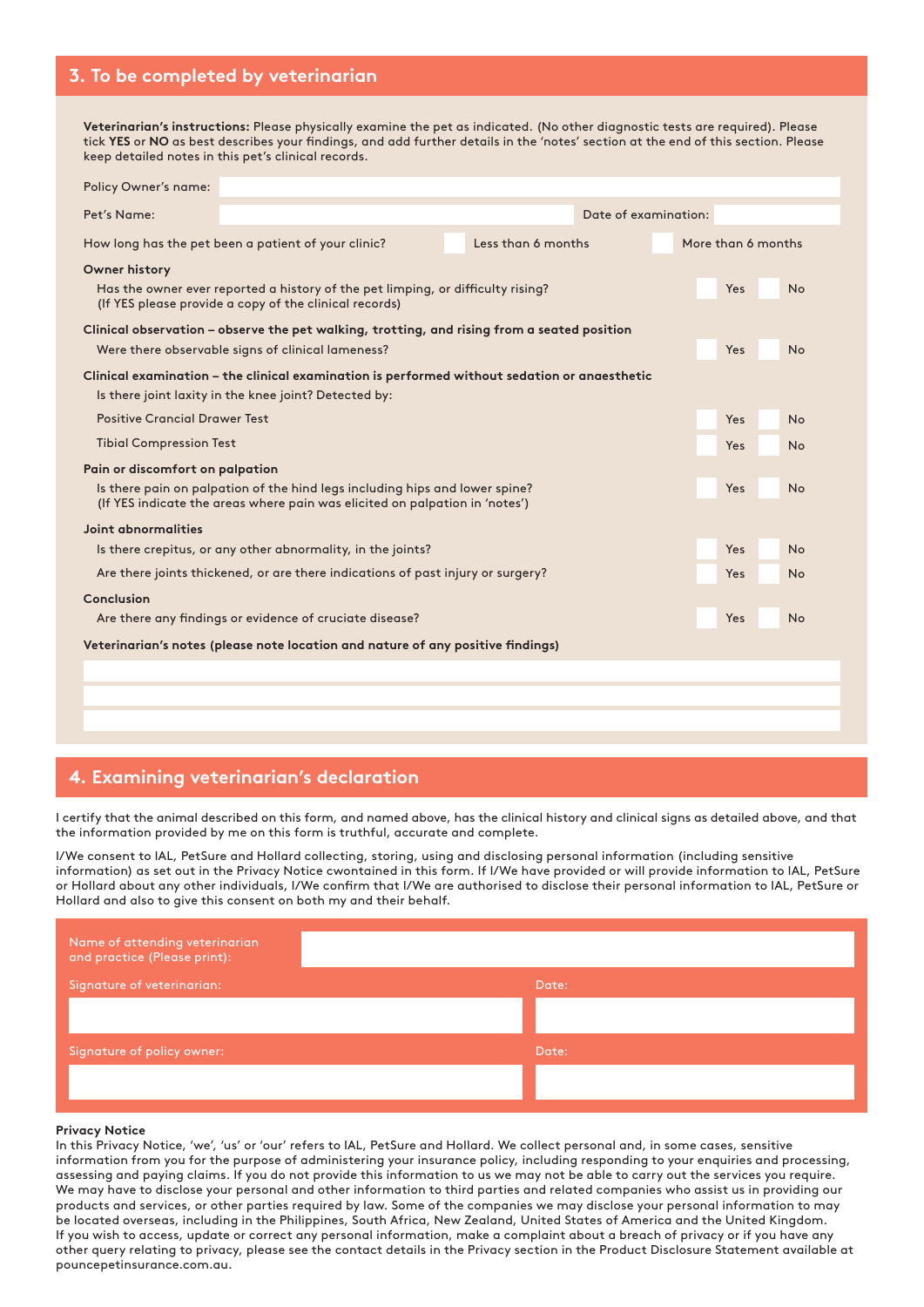## 3. To be completed by veterinarian

**Veterinarian's instructions:** Please physically examine the pet as indicated. (No other diagnostic tests are required). Please tick **YES** or **NO** as best describes your findings, and add further details in the 'notes' section at the end of this section. Please keep detailed notes in this pet's clinical records.

Policy Owner's name:

Pet's Name: Date of examination:

How long has the pet been a patient of your clinic? ☐ Less than 6 months ☐ More than 6 months

**Owner history**

Has the owner ever reported a history of the pet limping, or difficulty rising? (If YES please provide a copy of the clinical records) ☐ Yes ☐ No

**Clinical observation – observe the pet walking, trotting, and rising from a seated position**

Were there observable signs of clinical lameness? ☐ Yes ☐ No

**Clinical examination – the clinical examination is performed without sedation or anaesthetic**

Is there joint laxity in the knee joint? Detected by:

Positive Crancial Drawer Test ☐ Yes ☐ No

Tibial Compression Test ☐ Yes ☐ No

**Pain or discomfort on palpation**

Is there pain on palpation of the hind legs including hips and lower spine? (If YES indicate the areas where pain was elicited on palpation in 'notes') ☐ Yes ☐ No

**Joint abnormalities**

Is there crepitus, or any other abnormality, in the joints? ☐ Yes ☐ No

Are there joints thickened, or are there indications of past injury or surgery? ☐ Yes ☐ No

**Conclusion**

Are there any findings or evidence of cruciate disease? ☐ Yes ☐ No

**Veterinarian's notes (please note location and nature of any positive findings)**

## 4. Examining veterinarian's declaration

I certify that the animal described on this form, and named above, has the clinical history and clinical signs as detailed above, and that the information provided by me on this form is truthful, accurate and complete.

I/We consent to IAL, PetSure and Hollard collecting, storing, using and disclosing personal information (including sensitive information) as set out in the Privacy Notice cwontained in this form. If I/We have provided or will provide information to IAL, PetSure or Hollard about any other individuals, I/We confirm that I/We are authorised to disclose their personal information to IAL, PetSure or Hollard and also to give this consent on both my and their behalf.

Name of attending veterinarian and practice (Please print):

Signature of veterinarian: Date:

Signature of policy owner: Date:

**Privacy Notice**

In this Privacy Notice, 'we', 'us' or 'our' refers to IAL, PetSure and Hollard. We collect personal and, in some cases, sensitive information from you for the purpose of administering your insurance policy, including responding to your enquiries and processing, assessing and paying claims. If you do not provide this information to us we may not be able to carry out the services you require. We may have to disclose your personal and other information to third parties and related companies who assist us in providing our products and services, or other parties required by law. Some of the companies we may disclose your personal information to may be located overseas, including in the Philippines, South Africa, New Zealand, United States of America and the United Kingdom. If you wish to access, update or correct any personal information, make a complaint about a breach of privacy or if you have any other query relating to privacy, please see the contact details in the Privacy section in the Product Disclosure Statement available at pouncepetinsurance.com.au.